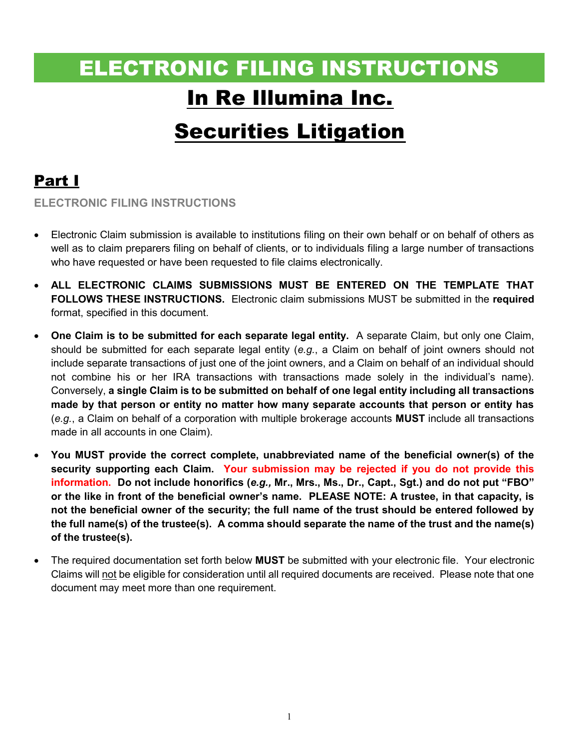# ELECTRONIC FILING INSTRUCTIONS

# In Re Illumina Inc. Securities Litigation

## Part I

### ELECTRONIC FILING INSTRUCTIONS

- Electronic Claim submission is available to institutions filing on their own behalf or on behalf of others as well as to claim preparers filing on behalf of clients, or to individuals filing a large number of transactions who have requested or have been requested to file claims electronically.
- **ALL ELECTRONIC CLAIMS SUBMISSIONS MUST BE ENTERED ON THE TEMPLATE THAT FOLLOWS THESE INSTRUCTIONS.** Electronic claim submissions MUST be submitted in the **required** format, specified in this document.
- **One Claim is to be submitted for each separate legal entity.** A separate Claim, but only one Claim, should be submitted for each separate legal entity (*e.g.*, a Claim on behalf of joint owners should not include separate transactions of just one of the joint owners, and a Claim on behalf of an individual should not combine his or her IRA transactions with transactions made solely in the individual's name). Conversely, **a single Claim is to be submitted on behalf of one legal entity including all transactions made by that person or entity no matter how many separate accounts that person or entity has** (*e.g.*, a Claim on behalf of a corporation with multiple brokerage accounts **MUST** include all transactions made in all accounts in one Claim).
- **You MUST provide the correct complete, unabbreviated name of the beneficial owner(s) of the security supporting each Claim. Your submission may be rejected if you do not provide this information. Do not include honorifics (*e.g.,* Mr., Mrs., Ms., Dr., Capt., Sgt.) and do not put "FBO" or the like in front of the beneficial owner's name. PLEASE NOTE: A trustee, in that capacity, is not the beneficial owner of the security; the full name of the trust should be entered followed by the full name(s) of the trustee(s). A comma should separate the name of the trust and the name(s) of the trustee(s).**
- The required documentation set forth below **MUST** be submitted with your electronic file. Your electronic Claims will not be eligible for consideration until all required documents are received. Please note that one document may meet more than one requirement.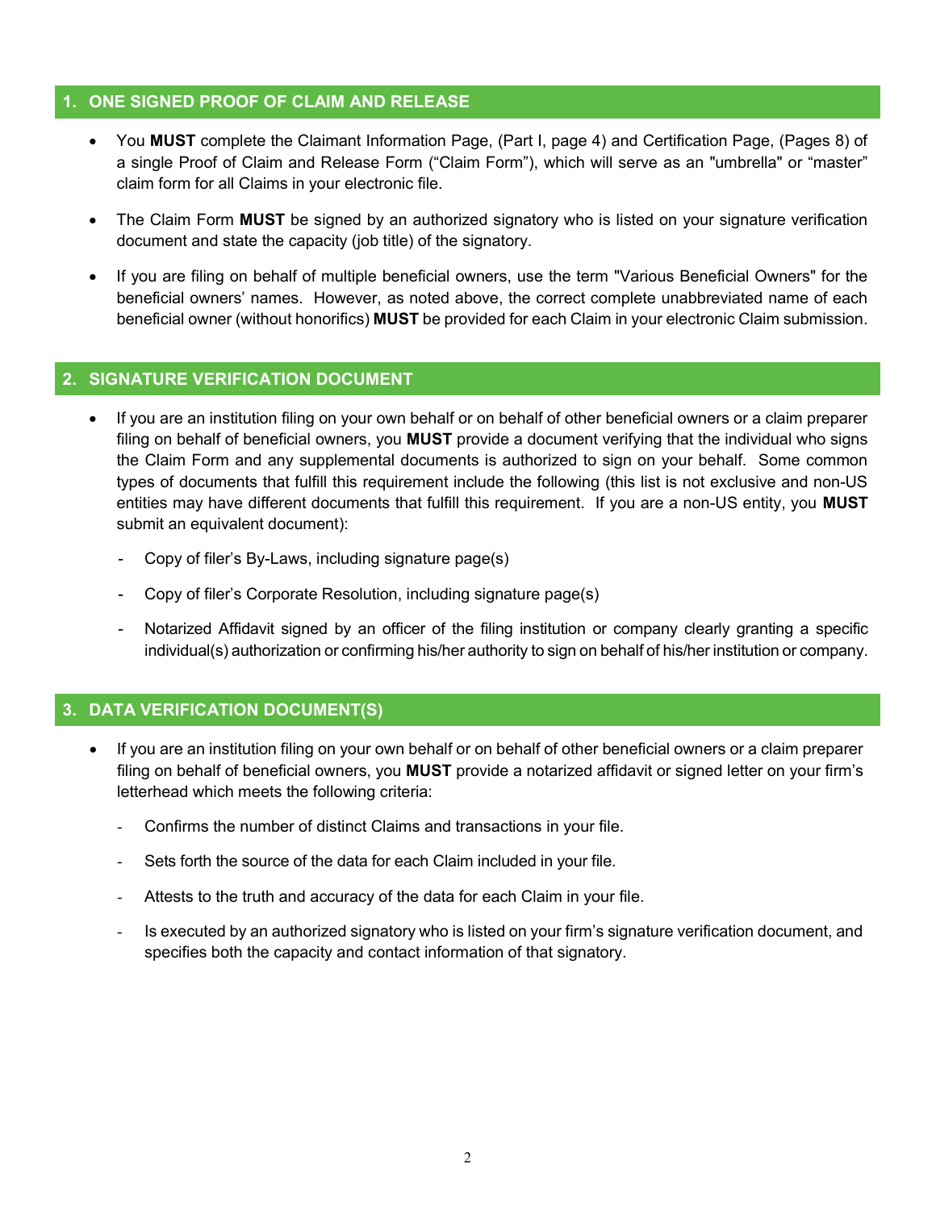## 1. ONE SIGNED PROOF OF CLAIM AND RELEASE

- You **MUST** complete the Claimant Information Page, (Part I, page 4) and Certification Page, (Pages 8) of a single Proof of Claim and Release Form ("Claim Form"), which will serve as an "umbrella" or "master" claim form for all Claims in your electronic file.
- The Claim Form **MUST** be signed by an authorized signatory who is listed on your signature verification document and state the capacity (job title) of the signatory.
- If you are filing on behalf of multiple beneficial owners, use the term "Various Beneficial Owners" for the beneficial owners' names. However, as noted above, the correct complete unabbreviated name of each beneficial owner (without honorifics) **MUST** be provided for each Claim in your electronic Claim submission.

## 2. SIGNATURE VERIFICATION DOCUMENT

- If you are an institution filing on your own behalf or on behalf of other beneficial owners or a claim preparer filing on behalf of beneficial owners, you **MUST** provide a document verifying that the individual who signs the Claim Form and any supplemental documents is authorized to sign on your behalf. Some common types of documents that fulfill this requirement include the following (this list is not exclusive and non-US entities may have different documents that fulfill this requirement. If you are a non-US entity, you **MUST** submit an equivalent document):
  - Copy of filer's By-Laws, including signature page(s)
  - Copy of filer's Corporate Resolution, including signature page(s)
  - Notarized Affidavit signed by an officer of the filing institution or company clearly granting a specific individual(s) authorization or confirming his/her authority to sign on behalf of his/her institution or company.

## 3. DATA VERIFICATION DOCUMENT(S)

- If you are an institution filing on your own behalf or on behalf of other beneficial owners or a claim preparer filing on behalf of beneficial owners, you **MUST** provide a notarized affidavit or signed letter on your firm's letterhead which meets the following criteria:
  - Confirms the number of distinct Claims and transactions in your file.
  - Sets forth the source of the data for each Claim included in your file.
  - Attests to the truth and accuracy of the data for each Claim in your file.
  - Is executed by an authorized signatory who is listed on your firm's signature verification document, and specifies both the capacity and contact information of that signatory.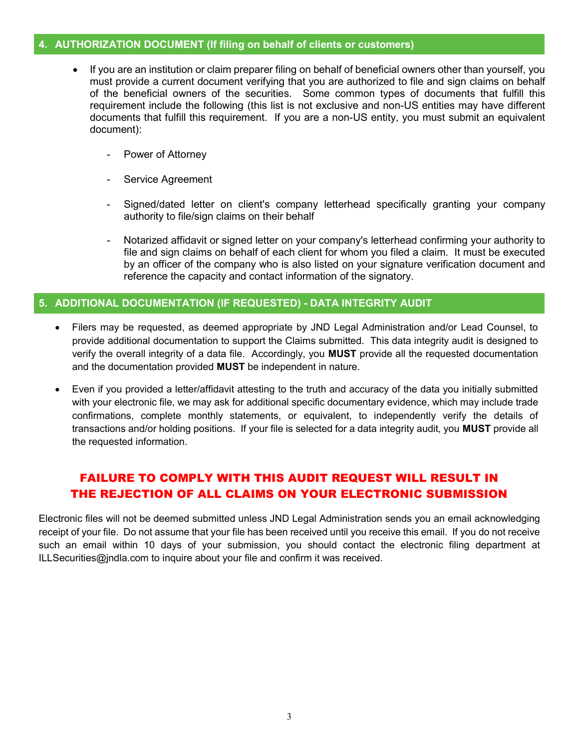## 4. AUTHORIZATION DOCUMENT (If filing on behalf of clients or customers)

- If you are an institution or claim preparer filing on behalf of beneficial owners other than yourself, you must provide a current document verifying that you are authorized to file and sign claims on behalf of the beneficial owners of the securities. Some common types of documents that fulfill this requirement include the following (this list is not exclusive and non-US entities may have different documents that fulfill this requirement. If you are a non-US entity, you must submit an equivalent document):

  - Power of Attorney
  - Service Agreement
  - Signed/dated letter on client's company letterhead specifically granting your company authority to file/sign claims on their behalf
  - Notarized affidavit or signed letter on your company's letterhead confirming your authority to file and sign claims on behalf of each client for whom you filed a claim. It must be executed by an officer of the company who is also listed on your signature verification document and reference the capacity and contact information of the signatory.

## 5. ADDITIONAL DOCUMENTATION (IF REQUESTED) - DATA INTEGRITY AUDIT

- Filers may be requested, as deemed appropriate by JND Legal Administration and/or Lead Counsel, to provide additional documentation to support the Claims submitted. This data integrity audit is designed to verify the overall integrity of a data file. Accordingly, you **MUST** provide all the requested documentation and the documentation provided **MUST** be independent in nature.
- Even if you provided a letter/affidavit attesting to the truth and accuracy of the data you initially submitted with your electronic file, we may ask for additional specific documentary evidence, which may include trade confirmations, complete monthly statements, or equivalent, to independently verify the details of transactions and/or holding positions. If your file is selected for a data integrity audit, you **MUST** provide all the requested information.

**FAILURE TO COMPLY WITH THIS AUDIT REQUEST WILL RESULT IN THE REJECTION OF ALL CLAIMS ON YOUR ELECTRONIC SUBMISSION**

Electronic files will not be deemed submitted unless JND Legal Administration sends you an email acknowledging receipt of your file. Do not assume that your file has been received until you receive this email. If you do not receive such an email within 10 days of your submission, you should contact the electronic filing department at ILLSecurities@jndla.com to inquire about your file and confirm it was received.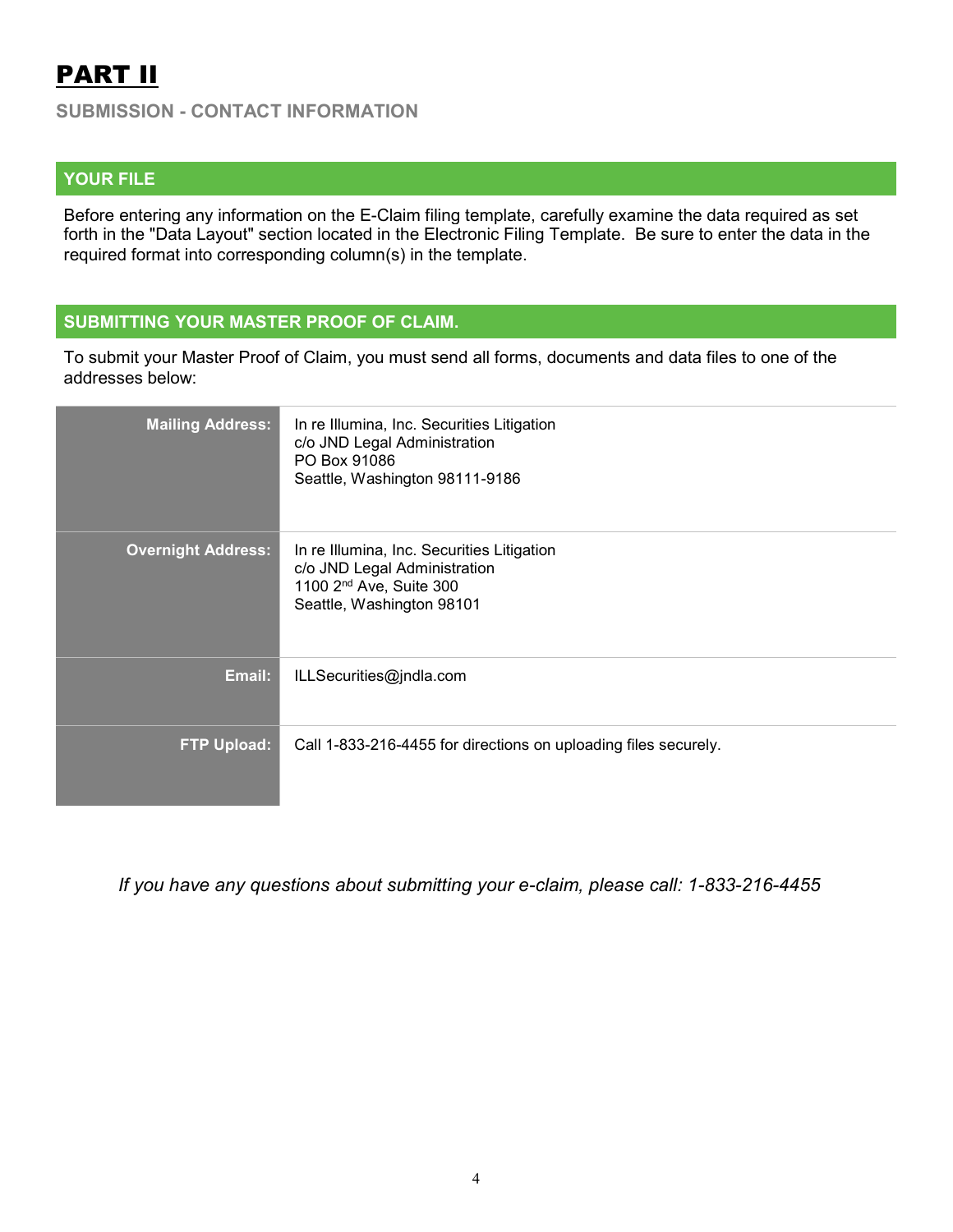# PART II

**SUBMISSION - CONTACT INFORMATION**

## YOUR FILE

Before entering any information on the E-Claim filing template, carefully examine the data required as set forth in the "Data Layout" section located in the Electronic Filing Template. Be sure to enter the data in the required format into corresponding column(s) in the template.

## SUBMITTING YOUR MASTER PROOF OF CLAIM.

To submit your Master Proof of Claim, you must send all forms, documents and data files to one of the addresses below:

| | |
|---|---|
| **Mailing Address:** | In re Illumina, Inc. Securities Litigation<br>c/o JND Legal Administration<br>PO Box 91086<br>Seattle, Washington 98111-9186 |
| **Overnight Address:** | In re Illumina, Inc. Securities Litigation<br>c/o JND Legal Administration<br>1100 2nd Ave, Suite 300<br>Seattle, Washington 98101 |
| **Email:** | ILLSecurities@jndla.com |
| **FTP Upload:** | Call 1-833-216-4455 for directions on uploading files securely. |

*If you have any questions about submitting your e-claim, please call: 1-833-216-4455*